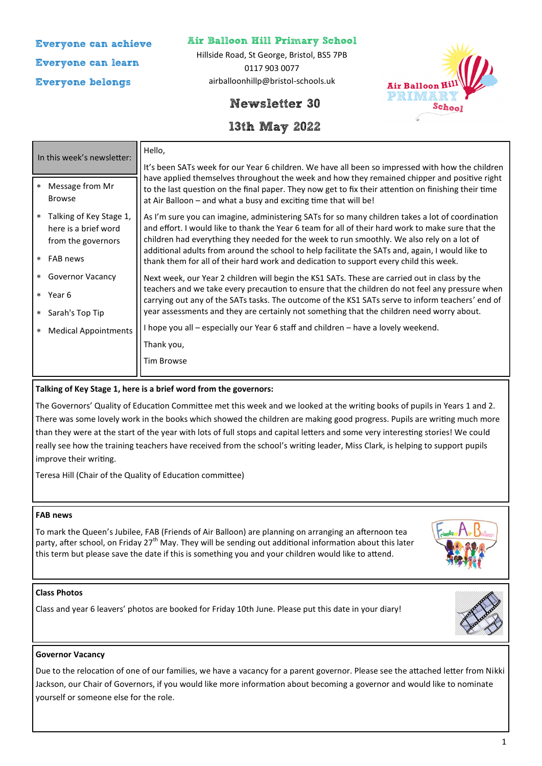Everyone can achieve

Everyone can learn

Everyone belongs

# Air Balloon Hill Primary School

Hillside Road, St George, Bristol, BS5 7PB

0117 903 0077

airballoonhillp@bristol-schools.uk

## Newsletter 30

## 13th May 2022

In this week's newsletter:

- Message from Mr Browse
- Talking of Key Stage 1, here is a brief word from the governors
- FAB news
- Governor Vacancy
- Year 6
- Sarah's Top Tip
- Medical Appointments

Hello,

It's been SATs week for our Year 6 children. We have all been so impressed with how the children have applied themselves throughout the week and how they remained chipper and positive right to the last question on the final paper. They now get to fix their attention on finishing their time at Air Balloon – and what a busy and exciting time that will be!

As I'm sure you can imagine, administering SATs for so many children takes a lot of coordination and effort. I would like to thank the Year 6 team for all of their hard work to make sure that the children had everything they needed for the week to run smoothly. We also rely on a lot of additional adults from around the school to help facilitate the SATs and, again, I would like to thank them for all of their hard work and dedication to support every child this week.

Next week, our Year 2 children will begin the KS1 SATs. These are carried out in class by the teachers and we take every precaution to ensure that the children do not feel any pressure when carrying out any of the SATs tasks. The outcome of the KS1 SATs serve to inform teachers' end of year assessments and they are certainly not something that the children need worry about.

I hope you all – especially our Year 6 staff and children – have a lovely weekend.

Thank you,

Tim Browse

**Talking of Key Stage 1, here is a brief word from the governors:**

The Governors' Quality of Education Committee met this week and we looked at the writing books of pupils in Years 1 and 2. There was some lovely work in the books which showed the children are making good progress. Pupils are writing much more than they were at the start of the year with lots of full stops and capital letters and some very interesting stories! We could really see how the training teachers have received from the school's writing leader, Miss Clark, is helping to support pupils improve their writing.

Teresa Hill (Chair of the Quality of Education committee)

**FAB news**

To mark the Queen's Jubilee, FAB (Friends of Air Balloon) are planning on arranging an afternoon tea party, after school, on Friday 27th May. They will be sending out additional information about this later this term but please save the date if this is something you and your children would like to attend.

**Class Photos**

Class and year 6 leavers' photos are booked for Friday 10th June. Please put this date in your diary!

**Governor Vacancy**

Due to the relocation of one of our families, we have a vacancy for a parent governor. Please see the attached letter from Nikki Jackson, our Chair of Governors, if you would like more information about becoming a governor and would like to nominate yourself or someone else for the role.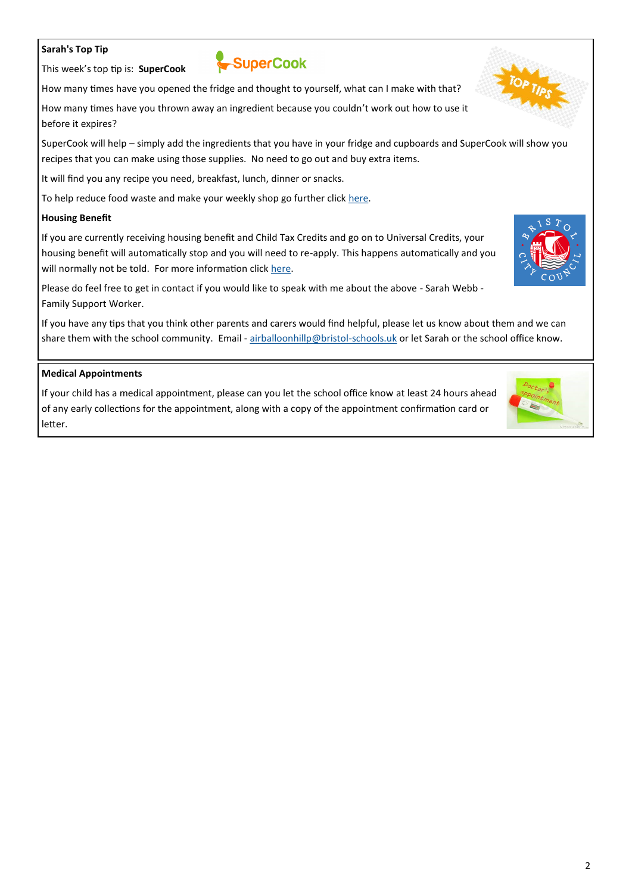**Sarah's Top Tip**

This week's top tip is: **SuperCook**

How many times have you opened the fridge and thought to yourself, what can I make with that?

How many times have you thrown away an ingredient because you couldn't work out how to use it before it expires?

SuperCook will help – simply add the ingredients that you have in your fridge and cupboards and SuperCook will show you recipes that you can make using those supplies. No need to go out and buy extra items.

It will find you any recipe you need, breakfast, lunch, dinner or snacks.

To help reduce food waste and make your weekly shop go further click here.

**Housing Benefit**

If you are currently receiving housing benefit and Child Tax Credits and go on to Universal Credits, your housing benefit will automatically stop and you will need to re-apply. This happens automatically and you will normally not be told. For more information click here.

Please do feel free to get in contact if you would like to speak with me about the above - Sarah Webb - Family Support Worker.

If you have any tips that you think other parents and carers would find helpful, please let us know about them and we can share them with the school community. Email - airballoonhillp@bristol-schools.uk or let Sarah or the school office know.

**Medical Appointments**

If your child has a medical appointment, please can you let the school office know at least 24 hours ahead of any early collections for the appointment, along with a copy of the appointment confirmation card or letter.